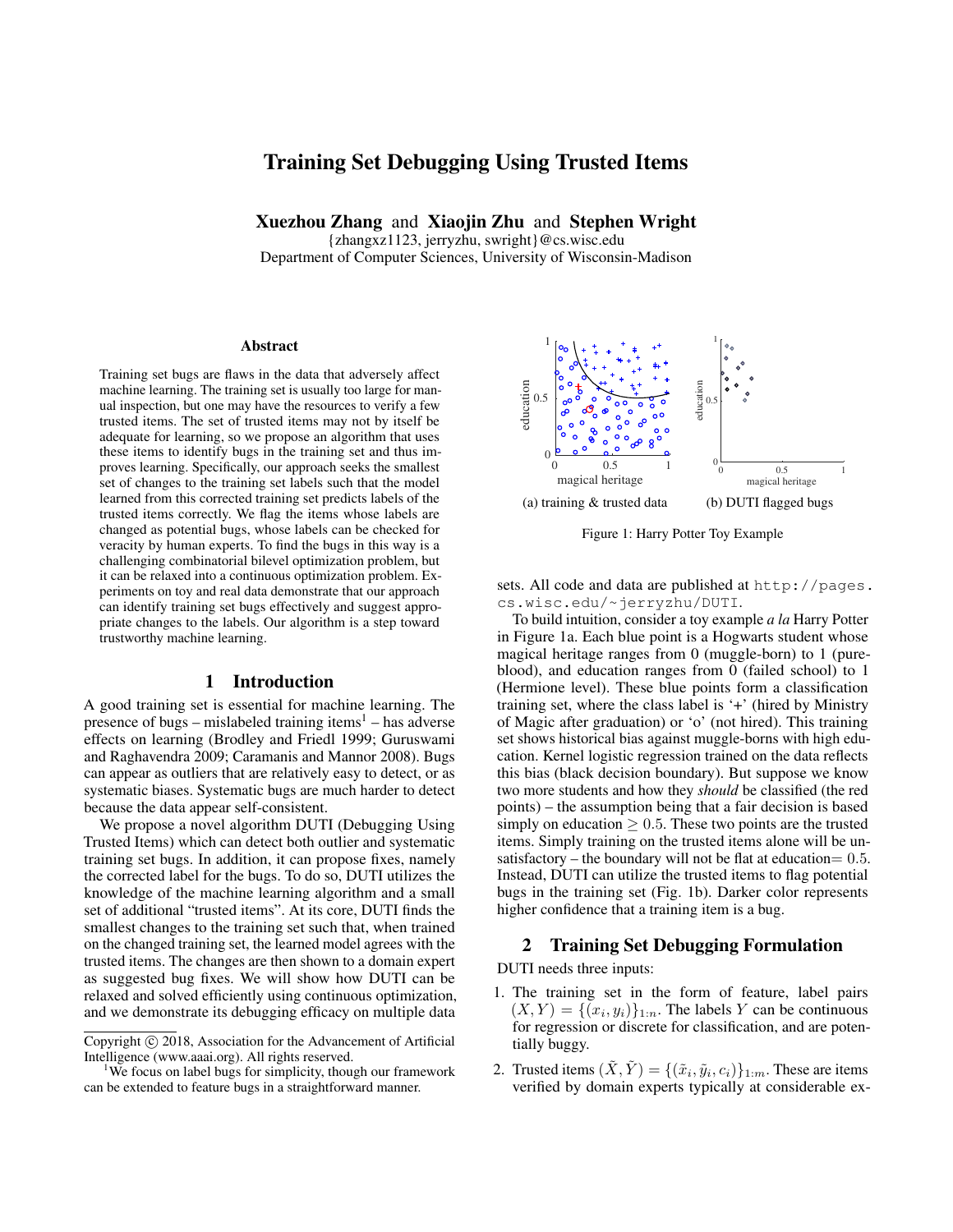# Training Set Debugging Using Trusted Items

**Xuezhou Zhang** and **Xiaojin Zhu** and **Stephen Wright**
{zhangxz1123, jerryzhu, swright}@cs.wisc.edu
Department of Computer Sciences, University of Wisconsin-Madison

### Abstract

Training set bugs are flaws in the data that adversely affect machine learning. The training set is usually too large for manual inspection, but one may have the resources to verify a few trusted items. The set of trusted items may not by itself be adequate for learning, so we propose an algorithm that uses these items to identify bugs in the training set and thus improves learning. Specifically, our approach seeks the smallest set of changes to the training set labels such that the model learned from this corrected training set predicts labels of the trusted items correctly. We flag the items whose labels are changed as potential bugs, whose labels can be checked for veracity by human experts. To find the bugs in this way is a challenging combinatorial bilevel optimization problem, but it can be relaxed into a continuous optimization problem. Experiments on toy and real data demonstrate that our approach can identify training set bugs effectively and suggest appropriate changes to the labels. Our algorithm is a step toward trustworthy machine learning.

## 1 Introduction

A good training set is essential for machine learning. The presence of bugs – mislabeled training items[1] – has adverse effects on learning (Brodley and Friedl 1999; Guruswami and Raghavendra 2009; Caramanis and Mannor 2008). Bugs can appear as outliers that are relatively easy to detect, or as systematic biases. Systematic bugs are much harder to detect because the data appear self-consistent.

We propose a novel algorithm DUTI (Debugging Using Trusted Items) which can detect both outlier and systematic training set bugs. In addition, it can propose fixes, namely the corrected label for the bugs. To do so, DUTI utilizes the knowledge of the machine learning algorithm and a small set of additional "trusted items". At its core, DUTI finds the smallest changes to the training set such that, when trained on the changed training set, the learned model agrees with the trusted items. The changes are then shown to a domain expert as suggested bug fixes. We will show how DUTI can be relaxed and solved efficiently using continuous optimization, and we demonstrate its debugging efficacy on multiple data sets. All code and data are published at `http://pages.cs.wisc.edu/~jerryzhu/DUTI`.

(a) training & trusted data (b) DUTI flagged bugs

Figure 1: Harry Potter Toy Example

To build intuition, consider a toy example *a la* Harry Potter in Figure 1a. Each blue point is a Hogwarts student whose magical heritage ranges from 0 (muggle-born) to 1 (pure-blood), and education ranges from 0 (failed school) to 1 (Hermione level). These blue points form a classification training set, where the class label is '+' (hired by Ministry of Magic after graduation) or 'o' (not hired). This training set shows historical bias against muggle-borns with high education. Kernel logistic regression trained on the data reflects this bias (black decision boundary). But suppose we know two more students and how they *should* be classified (the red points) – the assumption being that a fair decision is based simply on education $\geq 0.5$. These two points are the trusted items. Simply training on the trusted items alone will be unsatisfactory – the boundary will not be flat at education$= 0.5$. Instead, DUTI can utilize the trusted items to flag potential bugs in the training set (Fig. 1b). Darker color represents higher confidence that a training item is a bug.

## 2 Training Set Debugging Formulation

DUTI needs three inputs:

1. The training set in the form of feature, label pairs $(X, Y) = \{(x_i, y_i)\}_{1:n}$. The labels $Y$ can be continuous for regression or discrete for classification, and are potentially buggy.
2. Trusted items $(\tilde{X}, \tilde{Y}) = \{(\tilde{x}_i, \tilde{y}_i, c_i)\}_{1:m}$. These are items verified by domain experts typically at considerable ex-

Copyright © 2018, Association for the Advancement of Artificial Intelligence (www.aaai.org). All rights reserved.

[1] We focus on label bugs for simplicity, though our framework can be extended to feature bugs in a straightforward manner.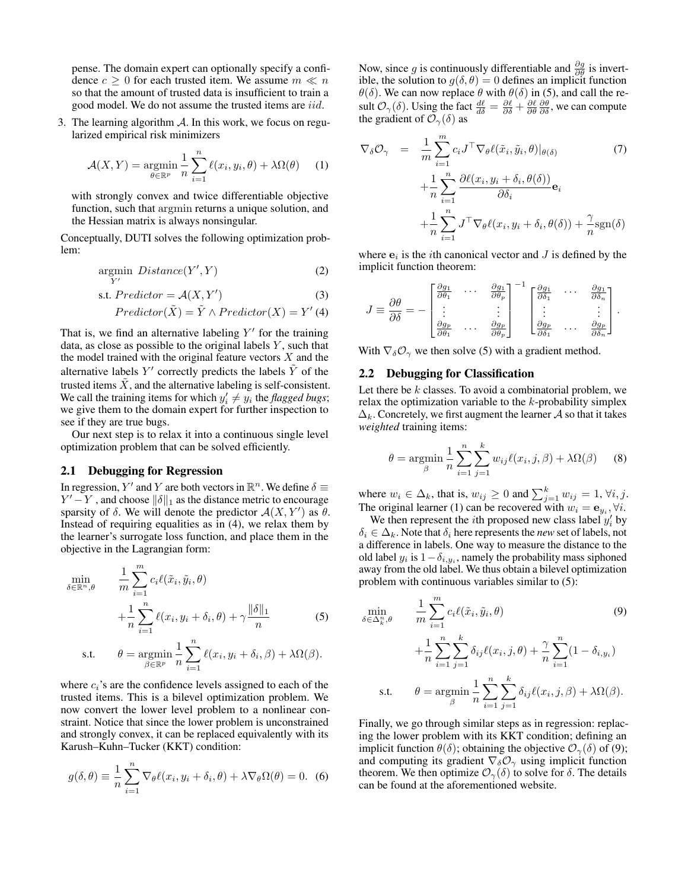pense. The domain expert can optionally specify a confidence $c \geq 0$ for each trusted item. We assume $m \ll n$ so that the amount of trusted data is insufficient to train a good model. We do not assume the trusted items are *iid*.

3. The learning algorithm $\mathcal{A}$. In this work, we focus on regularized empirical risk minimizers

$$\mathcal{A}(X,Y) = \operatorname*{argmin}_{\theta \in \mathbb{R}^p} \frac{1}{n}\sum_{i=1}^{n} \ell(x_i, y_i, \theta) + \lambda\Omega(\theta) \quad (1)$$

with strongly convex and twice differentiable objective function, such that argmin returns a unique solution, and the Hessian matrix is always nonsingular.

Conceptually, DUTI solves the following optimization problem:

$$\operatorname*{argmin}_{Y'} \; Distance(Y', Y) \quad (2)$$

$$\text{s.t. } Predictor = \mathcal{A}(X, Y') \quad (3)$$

$$Predictor(\tilde{X}) = \tilde{Y} \wedge Predictor(X) = Y' \quad (4)$$

That is, we find an alternative labeling $Y'$ for the training data, as close as possible to the original labels $Y$, such that the model trained with the original feature vectors $X$ and the alternative labels $Y'$ correctly predicts the labels $\tilde{Y}$ of the trusted items $\tilde{X}$, and the alternative labeling is self-consistent. We call the training items for which $y'_i \neq y_i$ the *flagged bugs*; we give them to the domain expert for further inspection to see if they are true bugs.

Our next step is to relax it into a continuous single level optimization problem that can be solved efficiently.

## 2.1 Debugging for Regression

In regression, $Y'$ and $Y$ are both vectors in $\mathbb{R}^n$. We define $\delta \equiv Y' - Y$, and choose $\|\delta\|_1$ as the distance metric to encourage sparsity of $\delta$. We will denote the predictor $\mathcal{A}(X, Y')$ as $\theta$. Instead of requiring equalities as in (4), we relax them by the learner's surrogate loss function, and place them in the objective in the Lagrangian form:

$$\begin{aligned}
\min_{\delta \in \mathbb{R}^n, \theta} \quad & \frac{1}{m}\sum_{i=1}^{m} c_i \ell(\tilde{x}_i, \tilde{y}_i, \theta) \\
& + \frac{1}{n}\sum_{i=1}^{n} \ell(x_i, y_i + \delta_i, \theta) + \gamma \frac{\|\delta\|_1}{n} \quad (5) \\
\text{s.t.} \quad & \theta = \operatorname*{argmin}_{\beta \in \mathbb{R}^p} \frac{1}{n}\sum_{i=1}^{n} \ell(x_i, y_i + \delta_i, \beta) + \lambda\Omega(\beta).
\end{aligned}$$

where $c_i$'s are the confidence levels assigned to each of the trusted items. This is a bilevel optimization problem. We now convert the lower level problem to a nonlinear constraint. Notice that since the lower problem is unconstrained and strongly convex, it can be replaced equivalently with its Karush–Kuhn–Tucker (KKT) condition:

$$g(\delta, \theta) \equiv \frac{1}{n}\sum_{i=1}^{n} \nabla_\theta \ell(x_i, y_i + \delta_i, \theta) + \lambda \nabla_\theta \Omega(\theta) = 0. \quad (6)$$

Now, since $g$ is continuously differentiable and $\frac{\partial g}{\partial \theta}$ is invertible, the solution to $g(\delta, \theta) = 0$ defines an implicit function $\theta(\delta)$. We can now replace $\theta$ with $\theta(\delta)$ in (5), and call the result $\mathcal{O}_\gamma(\delta)$. Using the fact $\frac{d\ell}{d\delta} = \frac{\partial \ell}{\partial \delta} + \frac{\partial \ell}{\partial \theta}\frac{\partial \theta}{\partial \delta}$, we can compute the gradient of $\mathcal{O}_\gamma(\delta)$ as

$$\begin{aligned}
\nabla_\delta \mathcal{O}_\gamma \;=\; & \frac{1}{m}\sum_{i=1}^{m} c_i J^\top \nabla_\theta \ell(\tilde{x}_i, \tilde{y}_i, \theta)|_{\theta(\delta)} \quad (7) \\
& + \frac{1}{n}\sum_{i=1}^{n} \frac{\partial \ell(x_i, y_i + \delta_i, \theta(\delta))}{\partial \delta_i} \mathbf{e}_i \\
& + \frac{1}{n}\sum_{i=1}^{n} J^\top \nabla_\theta \ell(x_i, y_i + \delta_i, \theta(\delta)) + \frac{\gamma}{n}\operatorname{sgn}(\delta)
\end{aligned}$$

where $\mathbf{e}_i$ is the $i$th canonical vector and $J$ is defined by the implicit function theorem:

$$J \equiv \frac{\partial \theta}{\partial \delta} = -\begin{bmatrix} \frac{\partial g_1}{\partial \theta_1} & \cdots & \frac{\partial g_1}{\partial \theta_p} \\ \vdots & & \vdots \\ \frac{\partial g_p}{\partial \theta_1} & \cdots & \frac{\partial g_p}{\partial \theta_p} \end{bmatrix}^{-1} \begin{bmatrix} \frac{\partial g_1}{\partial \delta_1} & \cdots & \frac{\partial g_1}{\partial \delta_n} \\ \vdots & & \vdots \\ \frac{\partial g_p}{\partial \delta_1} & \cdots & \frac{\partial g_p}{\partial \delta_n} \end{bmatrix}.$$

With $\nabla_\delta \mathcal{O}_\gamma$ we then solve (5) with a gradient method.

## 2.2 Debugging for Classification

Let there be $k$ classes. To avoid a combinatorial problem, we relax the optimization variable to the $k$-probability simplex $\Delta_k$. Concretely, we first augment the learner $\mathcal{A}$ so that it takes *weighted* training items:

$$\theta = \operatorname*{argmin}_{\beta} \frac{1}{n}\sum_{i=1}^{n}\sum_{j=1}^{k} w_{ij} \ell(x_i, j, \beta) + \lambda\Omega(\beta) \quad (8)$$

where $w_i \in \Delta_k$, that is, $w_{ij} \geq 0$ and $\sum_{j=1}^{k} w_{ij} = 1, \forall i, j$. The original learner (1) can be recovered with $w_i = \mathbf{e}_{y_i}, \forall i$.

We then represent the $i$th proposed new class label $y'_i$ by $\delta_i \in \Delta_k$. Note that $\delta_i$ here represents the *new* set of labels, not a difference in labels. One way to measure the distance to the old label $y_i$ is $1 - \delta_{i,y_i}$, namely the probability mass siphoned away from the old label. We thus obtain a bilevel optimization problem with continuous variables similar to (5):

$$\begin{aligned}
\min_{\delta \in \Delta_k^n, \theta} \quad & \frac{1}{m}\sum_{i=1}^{m} c_i \ell(\tilde{x}_i, \tilde{y}_i, \theta) \quad (9) \\
& + \frac{1}{n}\sum_{i=1}^{n}\sum_{j=1}^{k} \delta_{ij} \ell(x_i, j, \theta) + \frac{\gamma}{n}\sum_{i=1}^{n}(1 - \delta_{i,y_i}) \\
\text{s.t.} \quad & \theta = \operatorname*{argmin}_{\beta} \frac{1}{n}\sum_{i=1}^{n}\sum_{j=1}^{k} \delta_{ij} \ell(x_i, j, \beta) + \lambda\Omega(\beta).
\end{aligned}$$

Finally, we go through similar steps as in regression: replacing the lower problem with its KKT condition; defining an implicit function $\theta(\delta)$; obtaining the objective $\mathcal{O}_\gamma(\delta)$ of (9); and computing its gradient $\nabla_\delta \mathcal{O}_\gamma$ using implicit function theorem. We then optimize $\mathcal{O}_\gamma(\delta)$ to solve for $\delta$. The details can be found at the aforementioned website.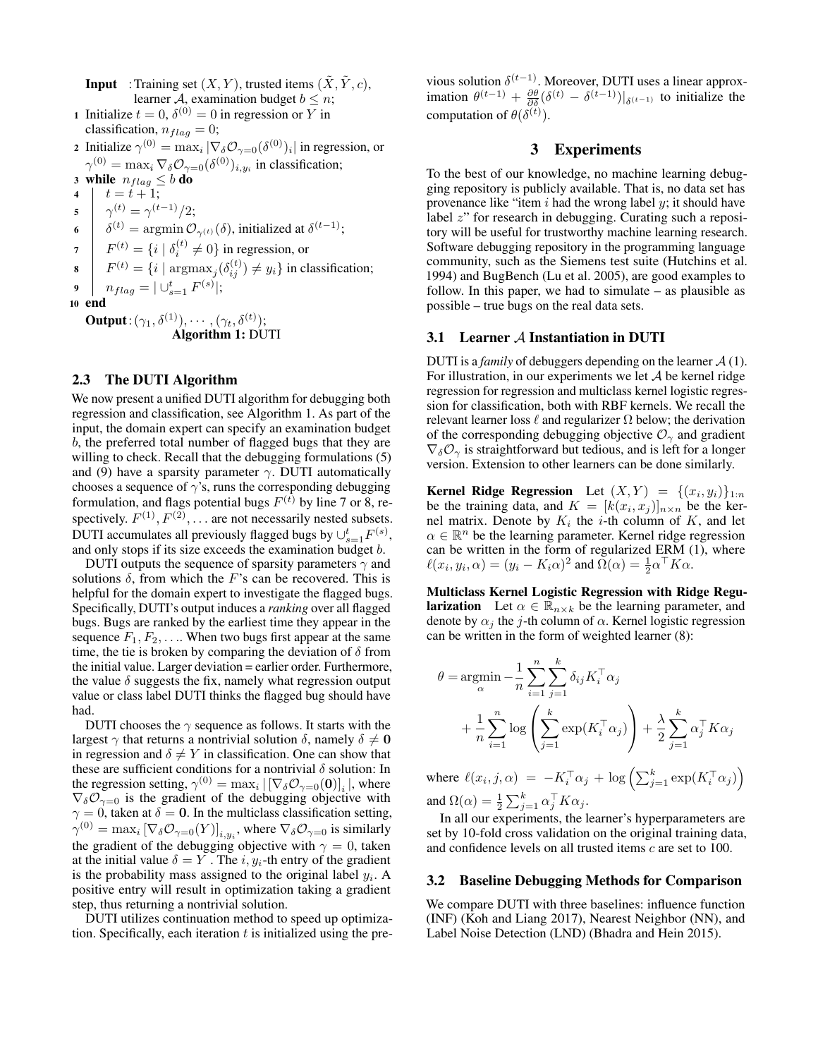**Input** : Training set $(X, Y)$, trusted items $(\tilde{X}, \tilde{Y}, c)$, learner $\mathcal{A}$, examination budget $b \le n$;

1. Initialize $t = 0$, $\delta^{(0)} = 0$ in regression or $Y$ in classification, $n_{flag} = 0$;
2. Initialize $\gamma^{(0)} = \max_i |\nabla_\delta \mathcal{O}_{\gamma=0}(\delta^{(0)})_i|$ in regression, or $\gamma^{(0)} = \max_i \nabla_\delta \mathcal{O}_{\gamma=0}(\delta^{(0)})_{i,y_i}$ in classification;
3. **while** $n_{flag} \le b$ **do**
4. $\quad t = t + 1$;
5. $\quad \gamma^{(t)} = \gamma^{(t-1)}/2$;
6. $\quad \delta^{(t)} = \operatorname{argmin} \mathcal{O}_{\gamma^{(t)}}(\delta)$, initialized at $\delta^{(t-1)}$;
7. $\quad F^{(t)} = \{i \mid \delta_i^{(t)} \ne 0\}$ in regression, or
8. $\quad F^{(t)} = \{i \mid \operatorname{argmax}_j(\delta_{ij}^{(t)}) \ne y_i\}$ in classification;
9. $\quad n_{flag} = | \cup_{s=1}^t F^{(s)}|$;
10. **end**

**Output**: $(\gamma_1, \delta^{(1)}), \cdots, (\gamma_t, \delta^{(t)})$;

**Algorithm 1:** DUTI

### 2.3 The DUTI Algorithm

We now present a unified DUTI algorithm for debugging both regression and classification, see Algorithm 1. As part of the input, the domain expert can specify an examination budget $b$, the preferred total number of flagged bugs that they are willing to check. Recall that the debugging formulations (5) and (9) have a sparsity parameter $\gamma$. DUTI automatically chooses a sequence of $\gamma$'s, runs the corresponding debugging formulation, and flags potential bugs $F^{(t)}$ by line 7 or 8, respectively. $F^{(1)}, F^{(2)}, \ldots$ are not necessarily nested subsets. DUTI accumulates all previously flagged bugs by $\cup_{s=1}^t F^{(s)}$, and only stops if its size exceeds the examination budget $b$.

DUTI outputs the sequence of sparsity parameters $\gamma$ and solutions $\delta$, from which the $F$'s can be recovered. This is helpful for the domain expert to investigate the flagged bugs. Specifically, DUTI's output induces a *ranking* over all flagged bugs. Bugs are ranked by the earliest time they appear in the sequence $F_1, F_2, \ldots$. When two bugs first appear at the same time, the tie is broken by comparing the deviation of $\delta$ from the initial value. Larger deviation = earlier order. Furthermore, the value $\delta$ suggests the fix, namely what regression output value or class label DUTI thinks the flagged bug should have had.

DUTI chooses the $\gamma$ sequence as follows. It starts with the largest $\gamma$ that returns a nontrivial solution $\delta$, namely $\delta \ne \mathbf{0}$ in regression and $\delta \ne Y$ in classification. One can show that these are sufficient conditions for a nontrivial $\delta$ solution: In the regression setting, $\gamma^{(0)} = \max_i |\left[\nabla_\delta \mathcal{O}_{\gamma=0}(\mathbf{0})\right]_i|$, where $\nabla_\delta \mathcal{O}_{\gamma=0}$ is the gradient of the debugging objective with $\gamma = 0$, taken at $\delta = \mathbf{0}$. In the multiclass classification setting, $\gamma^{(0)} = \max_i \left[\nabla_\delta \mathcal{O}_{\gamma=0}(Y)\right]_{i,y_i}$, where $\nabla_\delta \mathcal{O}_{\gamma=0}$ is similarly the gradient of the debugging objective with $\gamma = 0$, taken at the initial value $\delta = Y$. The $i, y_i$-th entry of the gradient is the probability mass assigned to the original label $y_i$. A positive entry will result in optimization taking a gradient step, thus returning a nontrivial solution.

DUTI utilizes continuation method to speed up optimization. Specifically, each iteration $t$ is initialized using the previous solution $\delta^{(t-1)}$. Moreover, DUTI uses a linear approximation $\theta^{(t-1)} + \frac{\partial \theta}{\partial \delta}(\delta^{(t)} - \delta^{(t-1)})|_{\delta^{(t-1)}}$ to initialize the computation of $\theta(\delta^{(t)})$.

## 3 Experiments

To the best of our knowledge, no machine learning debugging repository is publicly available. That is, no data set has provenance like "item $i$ had the wrong label $y$; it should have label $z$" for research in debugging. Curating such a repository will be useful for trustworthy machine learning research. Software debugging repository in the programming language community, such as the Siemens test suite (Hutchins et al. 1994) and BugBench (Lu et al. 2005), are good examples to follow. In this paper, we had to simulate – as plausible as possible – true bugs on the real data sets.

### 3.1 Learner $\mathcal{A}$ Instantiation in DUTI

DUTI is a *family* of debuggers depending on the learner $\mathcal{A}$ (1). For illustration, in our experiments we let $\mathcal{A}$ be kernel ridge regression for regression and multiclass kernel logistic regression for classification, both with RBF kernels. We recall the relevant learner loss $\ell$ and regularizer $\Omega$ below; the derivation of the corresponding debugging objective $\mathcal{O}_\gamma$ and gradient $\nabla_\delta \mathcal{O}_\gamma$ is straightforward but tedious, and is left for a longer version. Extension to other learners can be done similarly.

**Kernel Ridge Regression** Let $(X, Y) = \{(x_i, y_i)\}_{1:n}$ be the training data, and $K = [k(x_i, x_j)]_{n \times n}$ be the kernel matrix. Denote by $K_i$ the $i$-th column of $K$, and let $\alpha \in \mathbb{R}^n$ be the learning parameter. Kernel ridge regression can be written in the form of regularized ERM (1), where $\ell(x_i, y_i, \alpha) = (y_i - K_i\alpha)^2$ and $\Omega(\alpha) = \frac{1}{2}\alpha^\top K \alpha$.

**Multiclass Kernel Logistic Regression with Ridge Regularization** Let $\alpha \in \mathbb{R}_{n \times k}$ be the learning parameter, and denote by $\alpha_j$ the $j$-th column of $\alpha$. Kernel logistic regression can be written in the form of weighted learner (8):

$$
\begin{aligned}
\theta = \underset{\alpha}{\operatorname{argmin}} & -\frac{1}{n}\sum_{i=1}^{n}\sum_{j=1}^{k}\delta_{ij}K_i^\top \alpha_j \\
& + \frac{1}{n}\sum_{i=1}^{n}\log\left(\sum_{j=1}^{k}\exp(K_i^\top \alpha_j)\right) + \frac{\lambda}{2}\sum_{j=1}^{k}\alpha_j^\top K \alpha_j
\end{aligned}
$$

where $\ell(x_i, j, \alpha) = -K_i^\top \alpha_j + \log\left(\sum_{j=1}^k \exp(K_i^\top \alpha_j)\right)$ and $\Omega(\alpha) = \frac{1}{2}\sum_{j=1}^k \alpha_j^\top K \alpha_j$.

In all our experiments, the learner's hyperparameters are set by 10-fold cross validation on the original training data, and confidence levels on all trusted items $c$ are set to 100.

### 3.2 Baseline Debugging Methods for Comparison

We compare DUTI with three baselines: influence function (INF) (Koh and Liang 2017), Nearest Neighbor (NN), and Label Noise Detection (LND) (Bhadra and Hein 2015).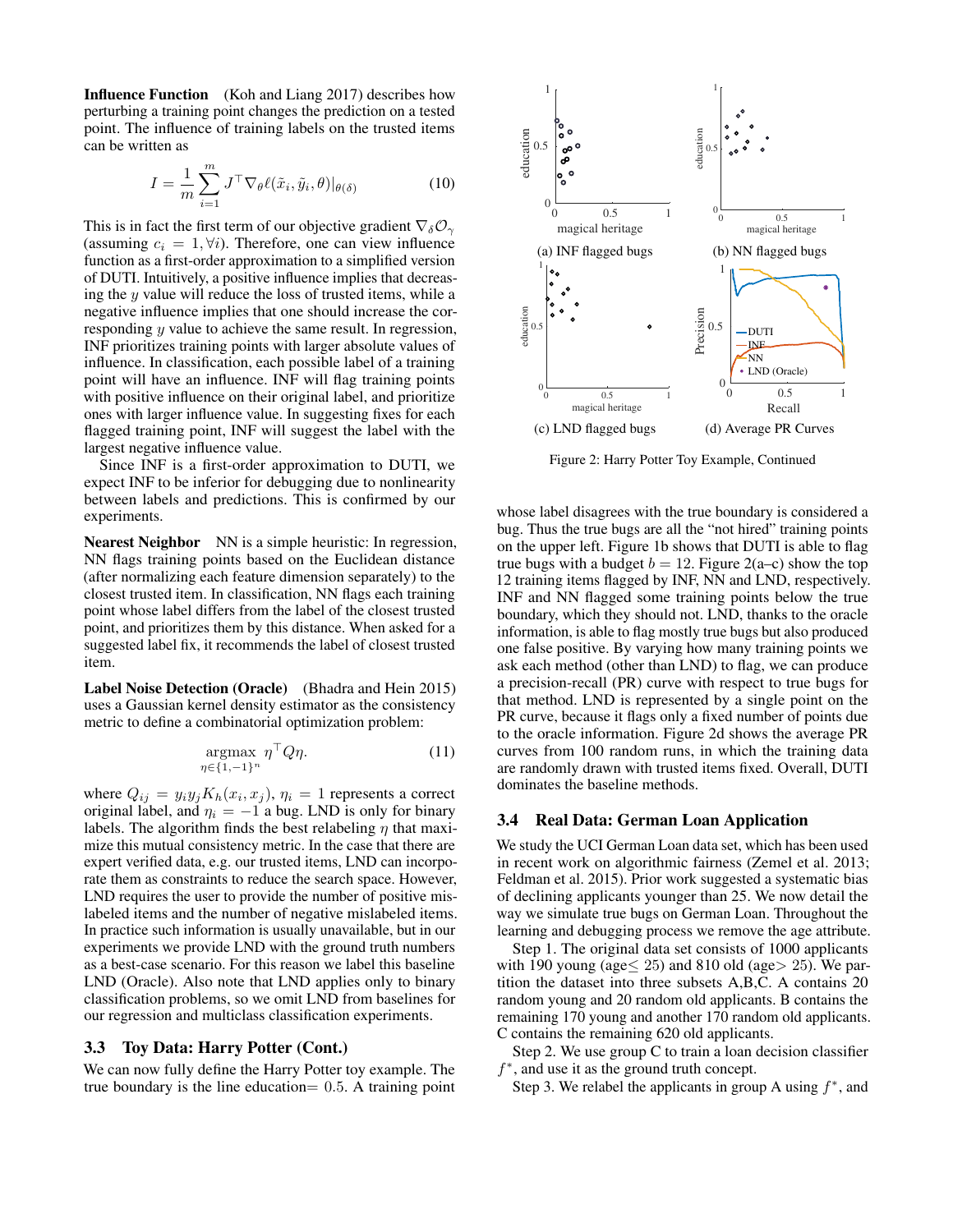**Influence Function** (Koh and Liang 2017) describes how perturbing a training point changes the prediction on a tested point. The influence of training labels on the trusted items can be written as

$$I = \frac{1}{m}\sum_{i=1}^{m} J^\top \nabla_\theta \ell(\tilde{x}_i, \tilde{y}_i, \theta)|_{\theta(\delta)} \tag{10}$$

This is in fact the first term of our objective gradient $\nabla_\delta \mathcal{O}_\gamma$ (assuming $c_i = 1, \forall i$). Therefore, one can view influence function as a first-order approximation to a simplified version of DUTI. Intuitively, a positive influence implies that decreasing the $y$ value will reduce the loss of trusted items, while a negative influence implies that one should increase the corresponding $y$ value to achieve the same result. In regression, INF prioritizes training points with larger absolute values of influence. In classification, each possible label of a training point will have an influence. INF will flag training points with positive influence on their original label, and prioritize ones with larger influence value. In suggesting fixes for each flagged training point, INF will suggest the label with the largest negative influence value.

Since INF is a first-order approximation to DUTI, we expect INF to be inferior for debugging due to nonlinearity between labels and predictions. This is confirmed by our experiments.

**Nearest Neighbor** NN is a simple heuristic: In regression, NN flags training points based on the Euclidean distance (after normalizing each feature dimension separately) to the closest trusted item. In classification, NN flags each training point whose label differs from the label of the closest trusted point, and prioritize them by this distance. When asked for a suggested label fix, it recommends the label of closest trusted item.

**Label Noise Detection (Oracle)** (Bhadra and Hein 2015) uses a Gaussian kernel density estimator as the consistency metric to define a combinatorial optimization problem:

$$\underset{\eta \in \{1,-1\}^n}{\text{argmax}} \ \eta^\top Q \eta. \tag{11}$$

where $Q_{ij} = y_i y_j K_h(x_i, x_j)$, $\eta_i = 1$ represents a correct original label, and $\eta_i = -1$ a bug. LND is only for binary labels. The algorithm finds the best relabeling $\eta$ that maximize this mutual consistency metric. In the case that there are expert verified data, e.g. our trusted items, LND can incorporate them as constraints to reduce the search space. However, LND requires the user to provide the number of positive mislabeled items and the number of negative mislabeled items. In practice such information is usually unavailable, but in our experiments we provide LND with the ground truth numbers as a best-case scenario. For this reason we label this baseline LND (Oracle). Also note that LND applies only to binary classification problems, so we omit LND from baselines for our regression and multiclass classification experiments.

### 3.3 Toy Data: Harry Potter (Cont.)

We can now fully define the Harry Potter toy example. The true boundary is the line education= 0.5. A training point whose label disagrees with the true boundary is considered a bug. Thus the true bugs are all the "not hired" training points on the upper left. Figure 1b shows that DUTI is able to flag true bugs with a budget $b = 12$. Figure 2(a–c) show the top 12 training items flagged by INF, NN and LND, respectively. INF and NN flagged some training points below the true boundary, which they should not. LND, thanks to the oracle information, is able to flag mostly true bugs but also produced one false positive. By varying how many training points we ask each method (other than LND) to flag, we can produce a precision-recall (PR) curve with respect to true bugs for that method. LND is represented by a single point on the PR curve, because it flags only a fixed number of points due to the oracle information. Figure 2d shows the average PR curves from 100 random runs, in which the training data are randomly drawn with trusted items fixed. Overall, DUTI dominates the baseline methods.

(a) INF flagged bugs (b) NN flagged bugs (c) LND flagged bugs (d) Average PR Curves

Figure 2: Harry Potter Toy Example, Continued

### 3.4 Real Data: German Loan Application

We study the UCI German Loan data set, which has been used in recent work on algorithmic fairness (Zemel et al. 2013; Feldman et al. 2015). Prior work suggested a systematic bias of declining applicants younger than 25. We now detail the way we simulate true bugs on German Loan. Throughout the learning and debugging process we remove the age attribute.

Step 1. The original data set consists of 1000 applicants with 190 young (age$\leq$ 25) and 810 old (age$>$ 25). We partition the dataset into three subsets A,B,C. A contains 20 random young and 20 random old applicants. B contains the remaining 170 young and another 170 random old applicants. C contains the remaining 620 old applicants.

Step 2. We use group C to train a loan decision classifier $f^*$, and use it as the ground truth concept.

Step 3. We relabel the applicants in group A using $f^*$, and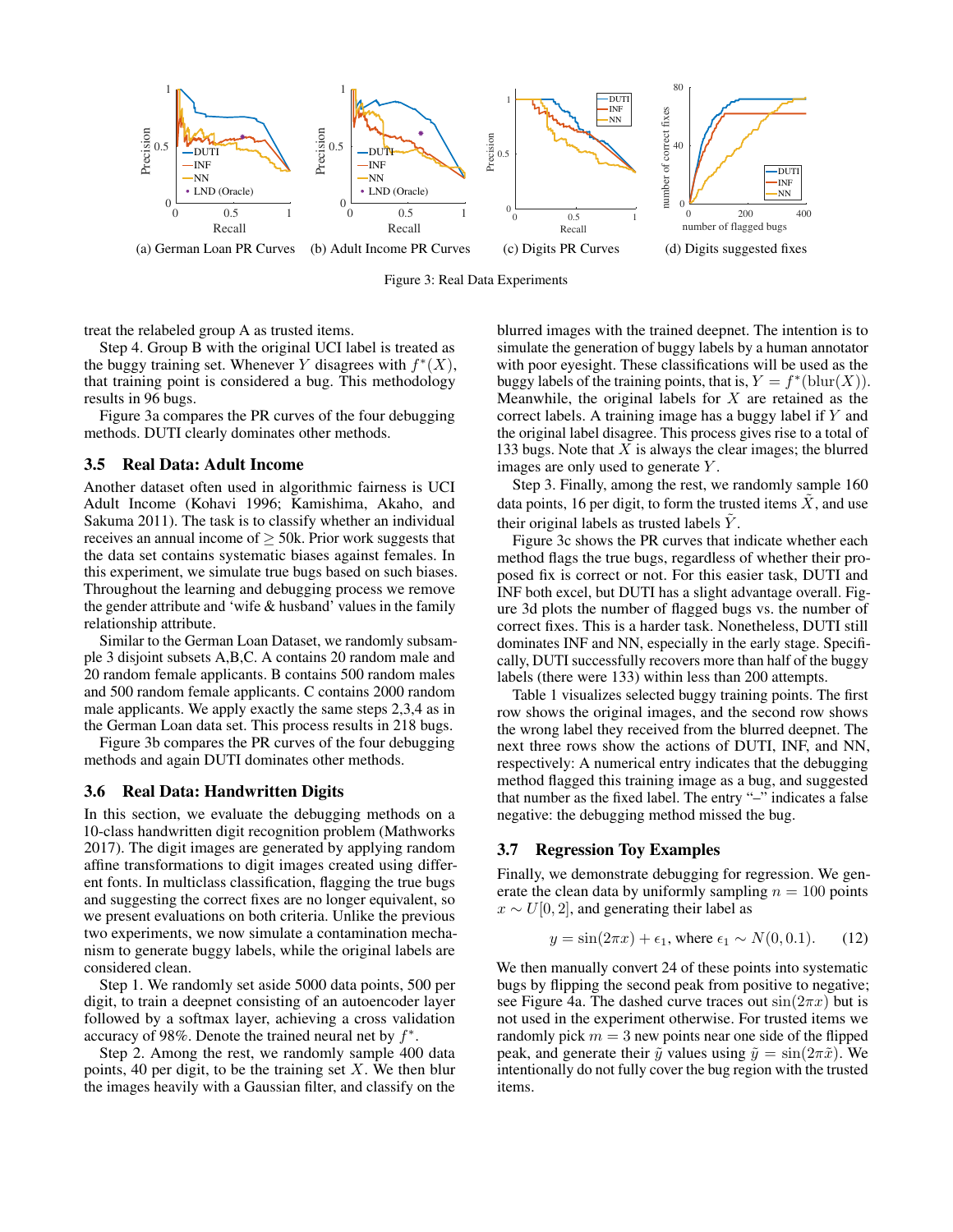(a) German Loan PR Curves (b) Adult Income PR Curves (c) Digits PR Curves (d) Digits suggested fixes

Figure 3: Real Data Experiments

treat the relabeled group A as trusted items.

Step 4. Group B with the original UCI label is treated as the buggy training set. Whenever $Y$ disagrees with $f^*(X)$, that training point is considered a bug. This methodology results in 96 bugs.

Figure 3a compares the PR curves of the four debugging methods. DUTI clearly dominates other methods.

### 3.5 Real Data: Adult Income

Another dataset often used in algorithmic fairness is UCI Adult Income (Kohavi 1996; Kamishima, Akaho, and Sakuma 2011). The task is to classify whether an individual receives an annual income of $\geq$ 50k. Prior work suggests that the data set contains systematic biases against females. In this experiment, we simulate true bugs based on such biases. Throughout the learning and debugging process we remove the gender attribute and 'wife & husband' values in the family relationship attribute.

Similar to the German Loan Dataset, we randomly subsample 3 disjoint subsets A,B,C. A contains 20 random male and 20 random female applicants. B contains 500 random males and 500 random female applicants. C contains 2000 random male applicants. We apply exactly the same steps 2,3,4 as in the German Loan data set. This process results in 218 bugs.

Figure 3b compares the PR curves of the four debugging methods and again DUTI dominates other methods.

### 3.6 Real Data: Handwritten Digits

In this section, we evaluate the debugging methods on a 10-class handwritten digit recognition problem (Mathworks 2017). The digit images are generated by applying random affine transformations to digit images created using different fonts. In multiclass classification, flagging the true bugs and suggesting the correct fixes are no longer equivalent, so we present evaluations on both criteria. Unlike the previous two experiments, we now simulate a contamination mechanism to generate buggy labels, while the original labels are considered clean.

Step 1. We randomly set aside 5000 data points, 500 per digit, to train a deepnet consisting of an autoencoder layer followed by a softmax layer, achieving a cross validation accuracy of 98%. Denote the trained neural net by $f^*$.

Step 2. Among the rest, we randomly sample 400 data points, 40 per digit, to be the training set $X$. We then blur the images heavily with a Gaussian filter, and classify on the blurred images with the trained deepnet. The intention is to simulate the generation of buggy labels by a human annotator with poor eyesight. These classifications will be used as the buggy labels of the training points, that is, $Y = f^*(\text{blur}(X))$. Meanwhile, the original labels for $X$ are retained as the correct labels. A training image has a buggy label if $Y$ and the original label disagree. This process gives rise to a total of 133 bugs. Note that $X$ is always the clear images; the blurred images are only used to generate $Y$.

Step 3. Finally, among the rest, we randomly sample 160 data points, 16 per digit, to form the trusted items $\tilde{X}$, and use their original labels as trusted labels $\tilde{Y}$.

Figure 3c shows the PR curves that indicate whether each method flags the true bugs, regardless of whether their proposed fix is correct or not. For this easier task, DUTI and INF both excel, but DUTI has a slight advantage overall. Figure 3d plots the number of flagged bugs vs. the number of correct fixes. This is a harder task. Nonetheless, DUTI still dominates INF and NN, especially in the early stage. Specifically, DUTI successfully recovers more than half of the buggy labels (there were 133) within less than 200 attempts.

Table 1 visualizes selected buggy training points. The first row shows the original images, and the second row shows the wrong label they received from the blurred deepnet. The next three rows show the actions of DUTI, INF, and NN, respectively: A numerical entry indicates that the debugging method flagged this training image as a bug, and suggested that number as the fixed label. The entry "–" indicates a false negative: the debugging method missed the bug.

### 3.7 Regression Toy Examples

Finally, we demonstrate debugging for regression. We generate the clean data by uniformly sampling $n = 100$ points $x \sim U[0, 2]$, and generating their label as

$$y = \sin(2\pi x) + \epsilon_1, \text{ where } \epsilon_1 \sim N(0, 0.1). \quad (12)$$

We then manually convert 24 of these points into systematic bugs by flipping the second peak from positive to negative; see Figure 4a. The dashed curve traces out $\sin(2\pi x)$ but is not used in the experiment otherwise. For trusted items we randomly pick $m = 3$ new points near one side of the flipped peak, and generate their $\tilde{y}$ values using $\tilde{y} = \sin(2\pi\tilde{x})$. We intentionally do not fully cover the bug region with the trusted items.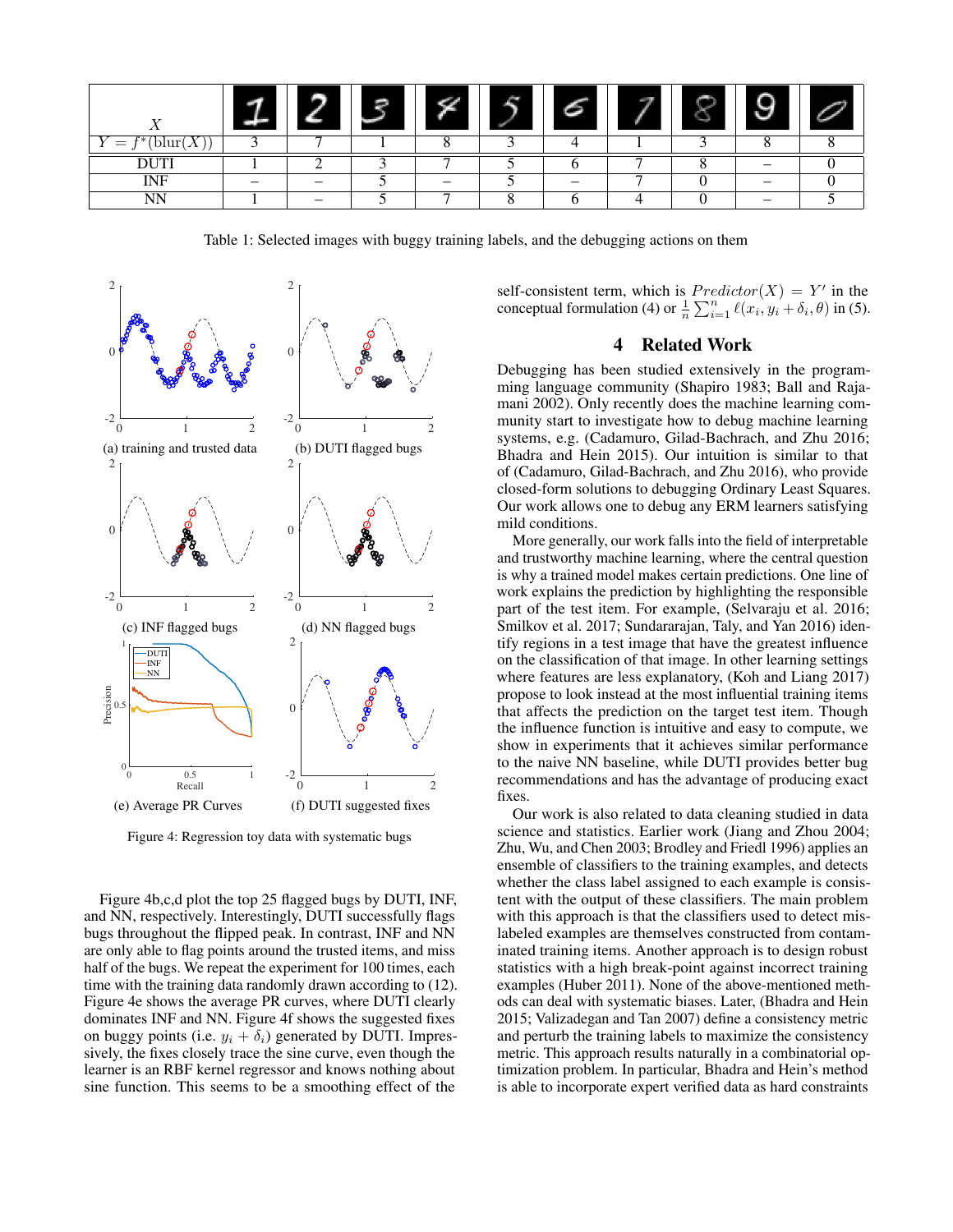| $X$ | [img] | [img] | [img] | [img] | [img] | [img] | [img] | [img] | [img] | [img] |
|---|---|---|---|---|---|---|---|---|---|---|
| $Y = f^*(\text{blur}(X))$ | 3 | 7 | 1 | 8 | 3 | 4 | 1 | 3 | 8 | 8 |
| DUTI | 1 | 2 | 3 | 7 | 5 | 6 | 7 | 8 | – | 0 |
| INF | – | – | 5 | – | 5 | – | 7 | 0 | – | 0 |
| NN | 1 | – | 5 | 7 | 8 | 6 | 4 | 0 | – | 5 |

Table 1: Selected images with buggy training labels, and the debugging actions on them

(a) training and trusted data

(b) DUTI flagged bugs

(c) INF flagged bugs

(d) NN flagged bugs

(e) Average PR Curves

(f) DUTI suggested fixes

Figure 4: Regression toy data with systematic bugs

Figure 4b,c,d plot the top 25 flagged bugs by DUTI, INF, and NN, respectively. Interestingly, DUTI successfully flags bugs throughout the flipped peak. In contrast, INF and NN are only able to flag points around the trusted items, and miss half of the bugs. We repeat the experiment for 100 times, each time with the training data randomly drawn according to (12). Figure 4e shows the average PR curves, where DUTI clearly dominates INF and NN. Figure 4f shows the suggested fixes on buggy points (i.e. $y_i + \delta_i$) generated by DUTI. Impressively, the fixes closely trace the sine curve, even though the learner is an RBF kernel regressor and knows nothing about sine function. This seems to be a smoothing effect of the self-consistent term, which is $Predictor(X) = Y'$ in the conceptual formulation (4) or $\frac{1}{n}\sum_{i=1}^{n} \ell(x_i, y_i + \delta_i, \theta)$ in (5).

## 4 Related Work

Debugging has been studied extensively in the programming language community (Shapiro 1983; Ball and Rajamani 2002). Only recently does the machine learning community start to investigate how to debug machine learning systems, e.g. (Cadamuro, Gilad-Bachrach, and Zhu 2016; Bhadra and Hein 2015). Our intuition is similar to that of (Cadamuro, Gilad-Bachrach, and Zhu 2016), who provide closed-form solutions to debugging Ordinary Least Squares. Our work allows one to debug any ERM learners satisfying mild conditions.

More generally, our work falls into the field of interpretable and trustworthy machine learning, where the central question is why a trained model makes certain predictions. One line of work explains the prediction by highlighting the responsible part of the test item. For example, (Selvaraju et al. 2016; Smilkov et al. 2017; Sundararajan, Taly, and Yan 2016) identify regions in a test image that have the greatest influence on the classification of that image. In other learning settings where features are less explanatory, (Koh and Liang 2017) propose to look instead at the most influential training items that affects the prediction on the target test item. Though the influence function is intuitive and easy to compute, we show in experiments that it achieves similar performance to the naive NN baseline, while DUTI provides better bug recommendations and has the advantage of producing exact fixes.

Our work is also related to data cleaning studied in data science and statistics. Earlier work (Jiang and Zhou 2004; Zhu, Wu, and Chen 2003; Brodley and Friedl 1996) applies an ensemble of classifiers to the training examples, and detects whether the class label assigned to each example is consistent with the output of these classifiers. The main problem with this approach is that the classifiers used to detect mislabeled examples are themselves constructed from contaminated training items. Another approach is to design robust statistics with a high break-point against incorrect training examples (Huber 2011). None of the above-mentioned methods can deal with systematic biases. Later, (Bhadra and Hein 2015; Valizadegan and Tan 2007) define a consistency metric and perturb the training labels to maximize the consistency metric. This approach results naturally in a combinatorial optimization problem. In particular, Bhadra and Hein's method is able to incorporate expert verified data as hard constraints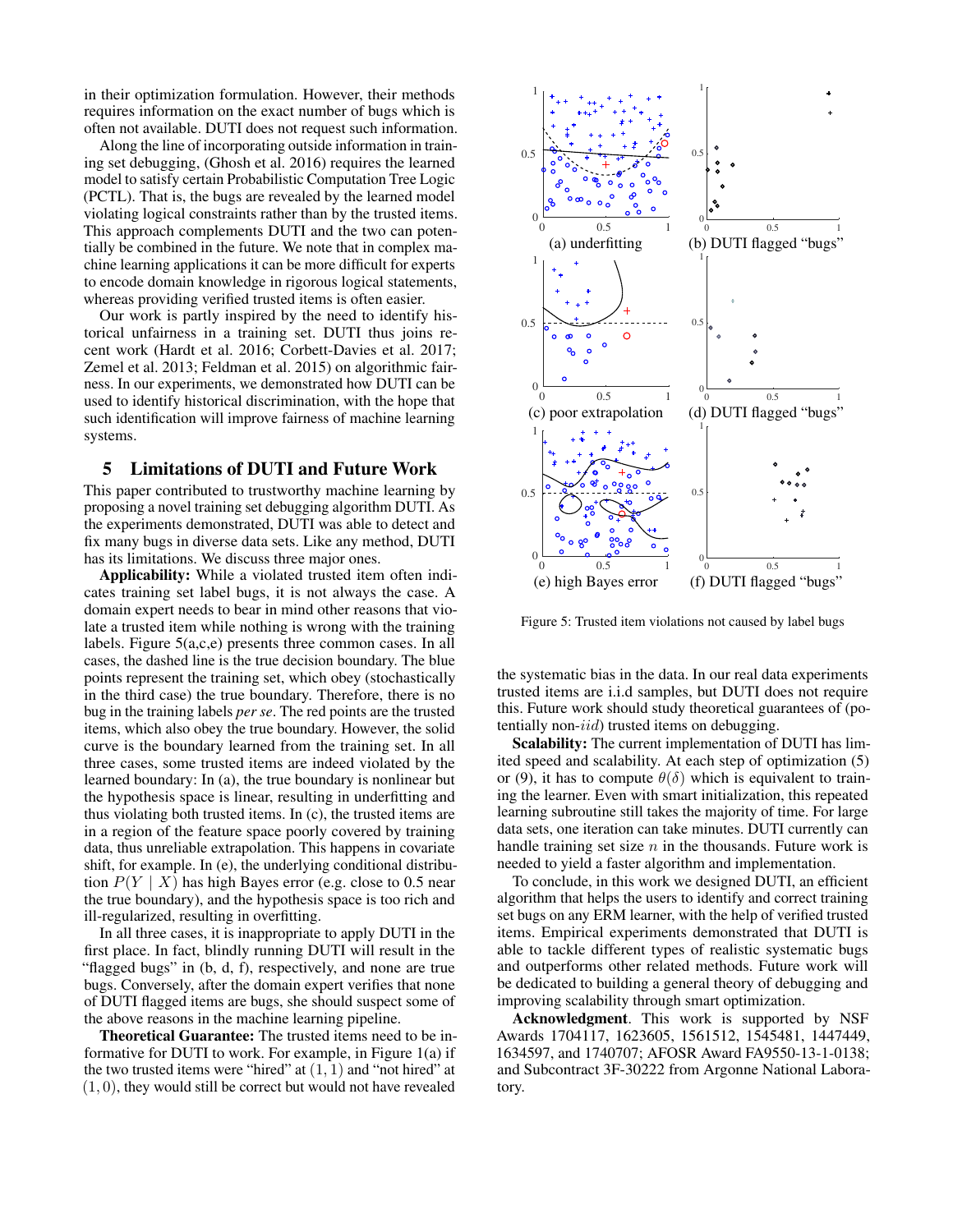in their optimization formulation. However, their methods requires information on the exact number of bugs which is often not available. DUTI does not request such information.

Along the line of incorporating outside information in training set debugging, (Ghosh et al. 2016) requires the learned model to satisfy certain Probabilistic Computation Tree Logic (PCTL). That is, the bugs are revealed by the learned model violating logical constraints rather than by the trusted items. This approach complements DUTI and the two can potentially be combined in the future. We note that in complex machine learning applications it can be more difficult for experts to encode domain knowledge in rigorous logical statements, whereas providing verified trusted items is often easier.

Our work is partly inspired by the need to identify historical unfairness in a training set. DUTI thus joins recent work (Hardt et al. 2016; Corbett-Davies et al. 2017; Zemel et al. 2013; Feldman et al. 2015) on algorithmic fairness. In our experiments, we demonstrated how DUTI can be used to identify historical discrimination, with the hope that such identification will improve fairness of machine learning systems.

## 5 Limitations of DUTI and Future Work

This paper contributed to trustworthy machine learning by proposing a novel training set debugging algorithm DUTI. As the experiments demonstrated, DUTI was able to detect and fix many bugs in diverse data sets. Like any method, DUTI has its limitations. We discuss three major ones.

**Applicability:** While a violated trusted item often indicates training set label bugs, it is not always the case. A domain expert needs to bear in mind other reasons that violate a trusted item while nothing is wrong with the training labels. Figure 5(a,c,e) presents three common cases. In all cases, the dashed line is the true decision boundary. The blue points represent the training set, which obey (stochastically in the third case) the true boundary. Therefore, there is no bug in the training labels *per se*. The red points are the trusted items, which also obey the true boundary. However, the solid curve is the boundary learned from the training set. In all three cases, some trusted items are indeed violated by the learned boundary: In (a), the true boundary is nonlinear but the hypothesis space is linear, resulting in underfitting and thus violating both trusted items. In (c), the trusted items are in a region of the feature space poorly covered by training data, thus unreliable extrapolation. This happens in covariate shift, for example. In (e), the underlying conditional distribution $P(Y \mid X)$ has high Bayes error (e.g. close to 0.5 near the true boundary), and the hypothesis space is too rich and ill-regularized, resulting in overfitting.

In all three cases, it is inappropriate to apply DUTI in the first place. In fact, blindly running DUTI will result in the "flagged bugs" in (b, d, f), respectively, and none are true bugs. Conversely, after the domain expert verifies that none of DUTI flagged items are bugs, she should suspect some of the above reasons in the machine learning pipeline.

**Theoretical Guarantee:** The trusted items need to be informative for DUTI to work. For example, in Figure 1(a) if the two trusted items were "hired" at $(1, 1)$ and "not hired" at $(1, 0)$, they would still be correct but would not have revealed the systematic bias in the data. In our real data experiments trusted items are i.i.d samples, but DUTI does not require this. Future work should study theoretical guarantees of (potentially non-$iid$) trusted items on debugging.

(a) underfitting (b) DUTI flagged "bugs"

(c) poor extrapolation (d) DUTI flagged "bugs"

(e) high Bayes error (f) DUTI flagged "bugs"

Figure 5: Trusted item violations not caused by label bugs

**Scalability:** The current implementation of DUTI has limited speed and scalability. At each step of optimization (5) or (9), it has to compute $\theta(\delta)$ which is equivalent to training the learner. Even with smart initialization, this repeated learning subroutine still takes the majority of time. For large data sets, one iteration can take minutes. DUTI currently can handle training set size $n$ in the thousands. Future work is needed to yield a faster algorithm and implementation.

To conclude, in this work we designed DUTI, an efficient algorithm that helps the users to identify and correct training set bugs on any ERM learner, with the help of verified trusted items. Empirical experiments demonstrated that DUTI is able to tackle different types of realistic systematic bugs and outperforms other related methods. Future work will be dedicated to building a general theory of debugging and improving scalability through smart optimization.

**Acknowledgment**. This work is supported by NSF Awards 1704117, 1623605, 1561512, 1545481, 1447449, 1634597, and 1740707; AFOSR Award FA9550-13-1-0138; and Subcontract 3F-30222 from Argonne National Laboratory.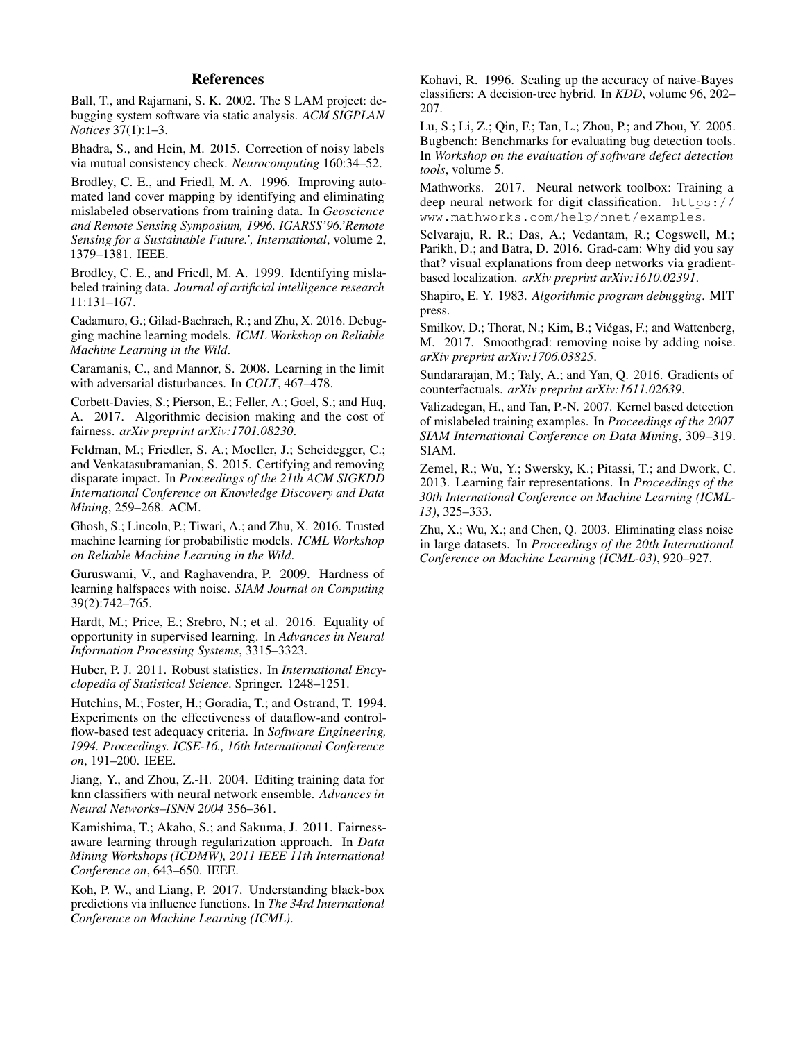## References

Ball, T., and Rajamani, S. K. 2002. The S LAM project: debugging system software via static analysis. *ACM SIGPLAN Notices* 37(1):1–3.

Bhadra, S., and Hein, M. 2015. Correction of noisy labels via mutual consistency check. *Neurocomputing* 160:34–52.

Brodley, C. E., and Friedl, M. A. 1996. Improving automated land cover mapping by identifying and eliminating mislabeled observations from training data. In *Geoscience and Remote Sensing Symposium, 1996. IGARSS'96.'Remote Sensing for a Sustainable Future.', International*, volume 2, 1379–1381. IEEE.

Brodley, C. E., and Friedl, M. A. 1999. Identifying mislabeled training data. *Journal of artificial intelligence research* 11:131–167.

Cadamuro, G.; Gilad-Bachrach, R.; and Zhu, X. 2016. Debugging machine learning models. *ICML Workshop on Reliable Machine Learning in the Wild*.

Caramanis, C., and Mannor, S. 2008. Learning in the limit with adversarial disturbances. In *COLT*, 467–478.

Corbett-Davies, S.; Pierson, E.; Feller, A.; Goel, S.; and Huq, A. 2017. Algorithmic decision making and the cost of fairness. *arXiv preprint arXiv:1701.08230*.

Feldman, M.; Friedler, S. A.; Moeller, J.; Scheidegger, C.; and Venkatasubramanian, S. 2015. Certifying and removing disparate impact. In *Proceedings of the 21th ACM SIGKDD International Conference on Knowledge Discovery and Data Mining*, 259–268. ACM.

Ghosh, S.; Lincoln, P.; Tiwari, A.; and Zhu, X. 2016. Trusted machine learning for probabilistic models. *ICML Workshop on Reliable Machine Learning in the Wild*.

Guruswami, V., and Raghavendra, P. 2009. Hardness of learning halfspaces with noise. *SIAM Journal on Computing* 39(2):742–765.

Hardt, M.; Price, E.; Srebro, N.; et al. 2016. Equality of opportunity in supervised learning. In *Advances in Neural Information Processing Systems*, 3315–3323.

Huber, P. J. 2011. Robust statistics. In *International Encyclopedia of Statistical Science*. Springer. 1248–1251.

Hutchins, M.; Foster, H.; Goradia, T.; and Ostrand, T. 1994. Experiments on the effectiveness of dataflow-and controlflow-based test adequacy criteria. In *Software Engineering, 1994. Proceedings. ICSE-16., 16th International Conference on*, 191–200. IEEE.

Jiang, Y., and Zhou, Z.-H. 2004. Editing training data for knn classifiers with neural network ensemble. *Advances in Neural Networks–ISNN 2004* 356–361.

Kamishima, T.; Akaho, S.; and Sakuma, J. 2011. Fairness-aware learning through regularization approach. In *Data Mining Workshops (ICDMW), 2011 IEEE 11th International Conference on*, 643–650. IEEE.

Koh, P. W., and Liang, P. 2017. Understanding black-box predictions via influence functions. In *The 34rd International Conference on Machine Learning (ICML)*.

Kohavi, R. 1996. Scaling up the accuracy of naive-Bayes classifiers: A decision-tree hybrid. In *KDD*, volume 96, 202–207.

Lu, S.; Li, Z.; Qin, F.; Tan, L.; Zhou, P.; and Zhou, Y. 2005. Bugbench: Benchmarks for evaluating bug detection tools. In *Workshop on the evaluation of software defect detection tools*, volume 5.

Mathworks. 2017. Neural network toolbox: Training a deep neural network for digit classification. `https://www.mathworks.com/help/nnet/examples`.

Selvaraju, R. R.; Das, A.; Vedantam, R.; Cogswell, M.; Parikh, D.; and Batra, D. 2016. Grad-cam: Why did you say that? visual explanations from deep networks via gradient-based localization. *arXiv preprint arXiv:1610.02391*.

Shapiro, E. Y. 1983. *Algorithmic program debugging*. MIT press.

Smilkov, D.; Thorat, N.; Kim, B.; Viégas, F.; and Wattenberg, M. 2017. Smoothgrad: removing noise by adding noise. *arXiv preprint arXiv:1706.03825*.

Sundararajan, M.; Taly, A.; and Yan, Q. 2016. Gradients of counterfactuals. *arXiv preprint arXiv:1611.02639*.

Valizadegan, H., and Tan, P.-N. 2007. Kernel based detection of mislabeled training examples. In *Proceedings of the 2007 SIAM International Conference on Data Mining*, 309–319. SIAM.

Zemel, R.; Wu, Y.; Swersky, K.; Pitassi, T.; and Dwork, C. 2013. Learning fair representations. In *Proceedings of the 30th International Conference on Machine Learning (ICML-13)*, 325–333.

Zhu, X.; Wu, X.; and Chen, Q. 2003. Eliminating class noise in large datasets. In *Proceedings of the 20th International Conference on Machine Learning (ICML-03)*, 920–927.